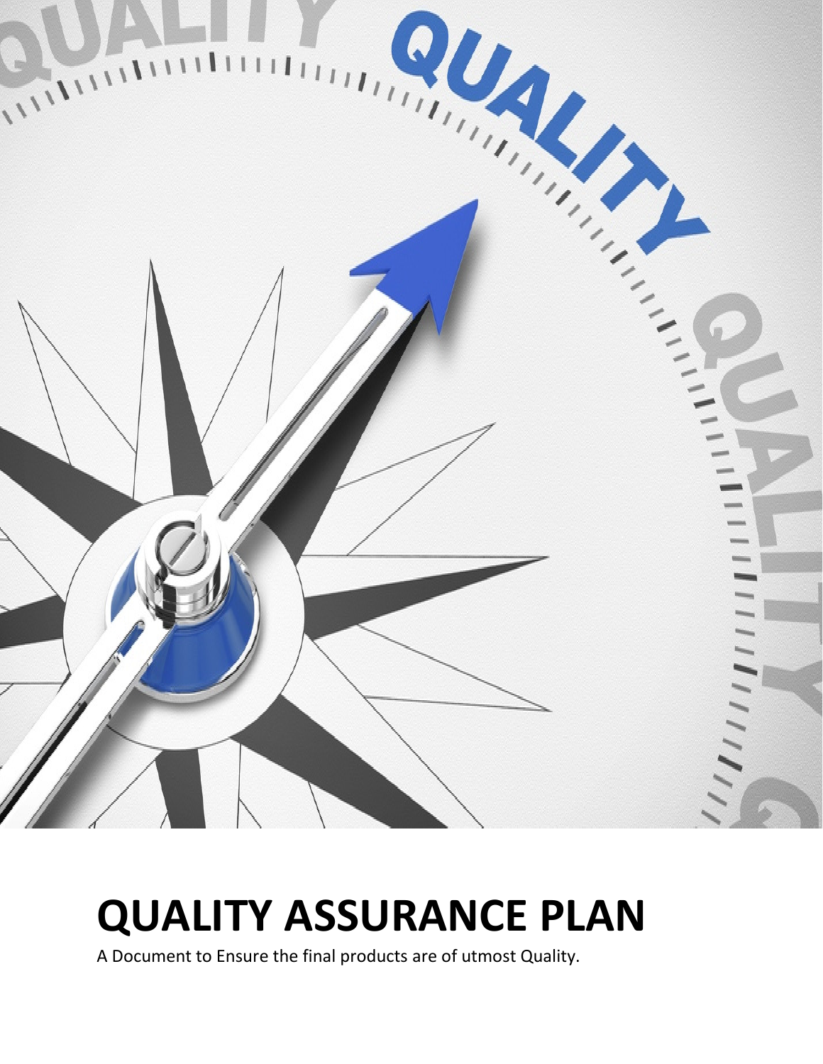# QUALITY ASSURANCE PLAN

A Document to Ensure the final products are of utmost Quality.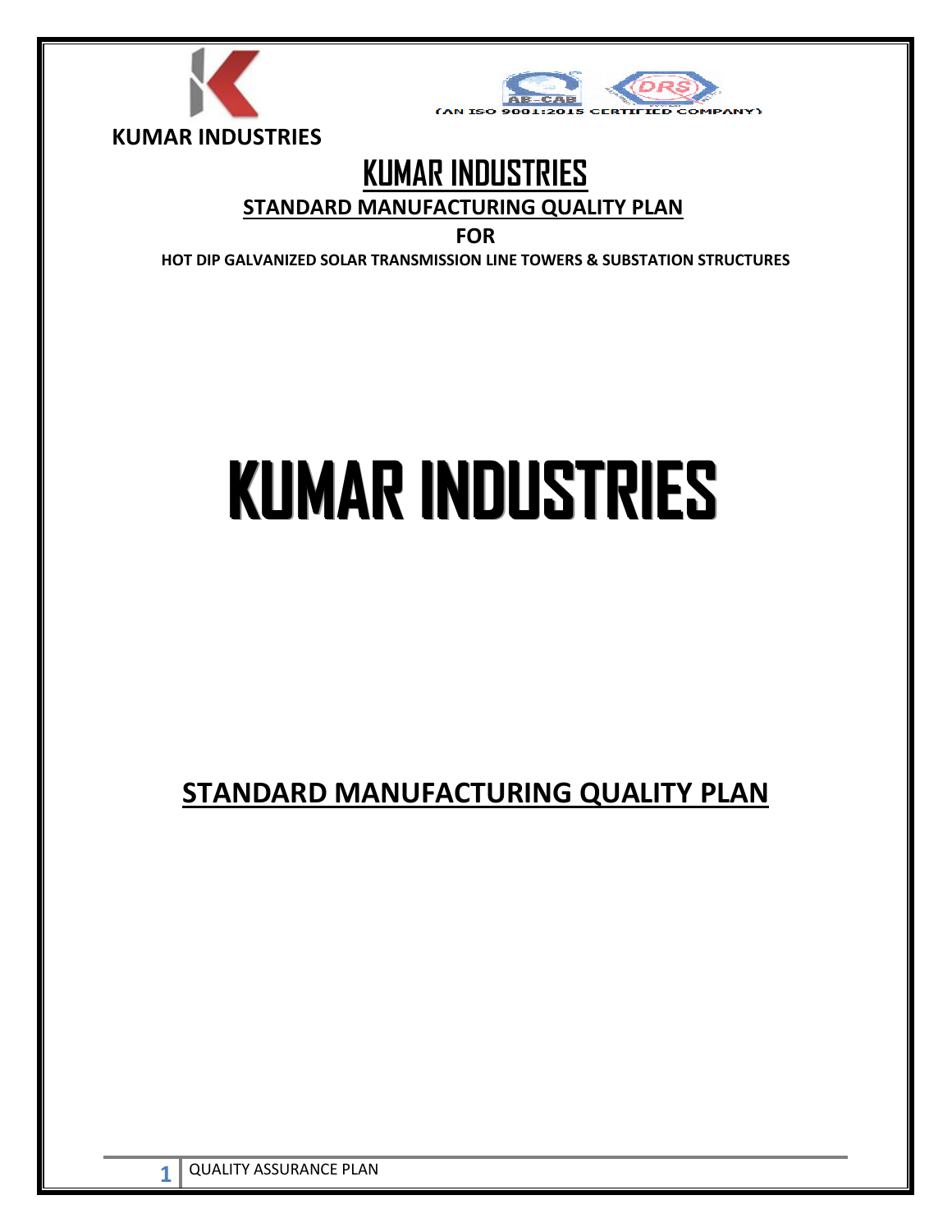**KUMAR INDUSTRIES**

(AN ISO 9001:2015 CERTIFIED COMPANY)

# KUMAR INDUSTRIES

## STANDARD MANUFACTURING QUALITY PLAN

**FOR**

**HOT DIP GALVANIZED SOLAR TRANSMISSION LINE TOWERS & SUBSTATION STRUCTURES**

# KUMAR INDUSTRIES

## STANDARD MANUFACTURING QUALITY PLAN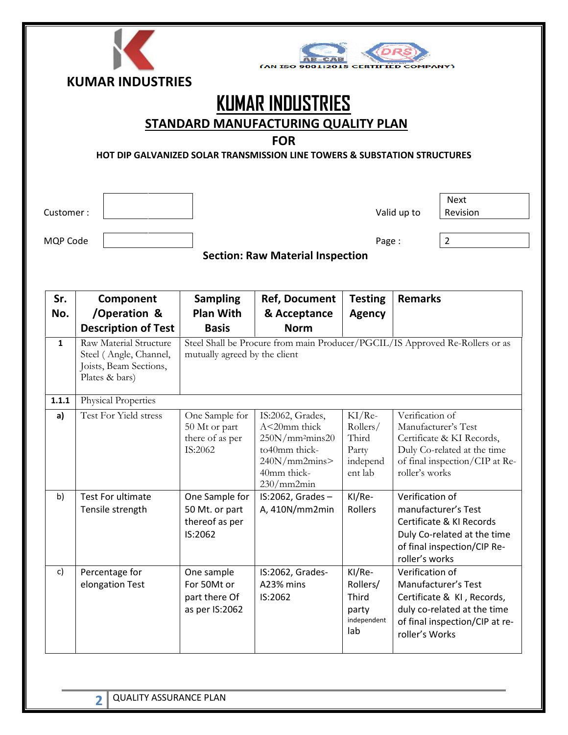**KUMAR INDUSTRIES**

(AN ISO 9001:2015 CERTIFIED COMPANY)

# KUMAR INDUSTRIES

## STANDARD MANUFACTURING QUALITY PLAN

**FOR**

**HOT DIP GALVANIZED SOLAR TRANSMISSION LINE TOWERS & SUBSTATION STRUCTURES**

| Customer : | | Valid up to | Next Revision |
|---|---|---|---|
| MQP Code | | Page : | 2 |

### Section: Raw Material Inspection

| Sr. No. | Component /Operation & Description of Test | Sampling Plan With Basis | Ref, Document & Acceptance Norm | Testing Agency | Remarks |
|---|---|---|---|---|---|
| 1 | Raw Material Structure Steel ( Angle, Channel, Joists, Beam Sections, Plates & bars) | Steel Shall be Procure from main Producer/PGCIL/IS Approved Re-Rollers or as mutually agreed by the client | | | |
| 1.1.1 | Physical Properties | | | | |
| a) | Test For Yield stress | One Sample for 50 Mt or part there of as per IS:2062 | IS:2062, Grades, A<20mm thick 250N/mm²mins20 to40mm thick- 240N/mm2mins> 40mm thick- 230/mm2min | KI/Re-Rollers/ Third Party independ ent lab | Verification of Manufacturer's Test Certificate & KI Records, Duly Co-related at the time of final inspection/CIP at Re-roller's works |
| b) | Test For ultimate Tensile strength | One Sample for 50 Mt. or part thereof as per IS:2062 | IS:2062, Grades – A, 410N/mm2min | KI/Re-Rollers | Verification of manufacturer's Test Certificate & KI Records Duly Co-related at the time of final inspection/CIP Re-roller's works |
| c) | Percentage for elongation Test | One sample For 50Mt or part there Of as per IS:2062 | IS:2062, Grades-A23% mins IS:2062 | KI/Re-Rollers/ Third party independent lab | Verification of Manufacturer's Test Certificate & KI , Records, duly co-related at the time of final inspection/CIP at re-roller's Works |

QUALITY ASSURANCE PLAN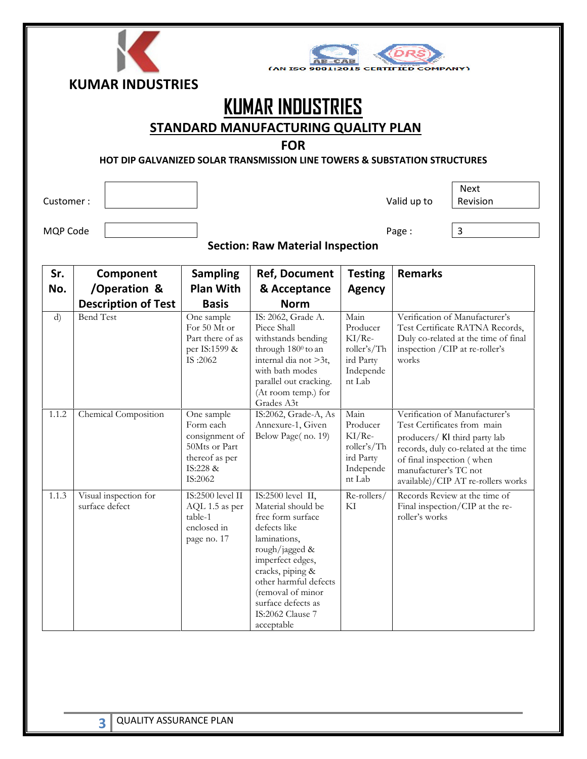KUMAR INDUSTRIES

(AN ISO 9001:2015 CERTIFIED COMPANY)

# KUMAR INDUSTRIES

## STANDARD MANUFACTURING QUALITY PLAN

## FOR

### HOT DIP GALVANIZED SOLAR TRANSMISSION LINE TOWERS & SUBSTATION STRUCTURES

| Customer : | | Valid up to | Next Revision |
|---|---|---|---|
| MQP Code | | Page : | 3 |

### Section: Raw Material Inspection

| Sr. No. | Component /Operation & Description of Test | Sampling Plan With Basis | Ref, Document & Acceptance Norm | Testing Agency | Remarks |
|---|---|---|---|---|---|
| d) | Bend Test | One sample For 50 Mt or Part there of as per IS:1599 & IS :2062 | IS: 2062, Grade A. Piece Shall withstands bending through $180^0$ to an internal dia not >3t, with bath modes parallel out cracking. (At room temp.) for Grades A3t | Main Producer KI/Re-roller's/Third Party Independent Lab | Verification of Manufacturer's Test Certificate RATNA Records, Duly co-related at the time of final inspection /CIP at re-roller's works |
| 1.1.2 | Chemical Composition | One sample Form each consignment of 50Mts or Part thereof as per IS:228 & IS:2062 | IS:2062, Grade-A, As Annexure-1, Given Below Page( no. 19) | Main Producer KI/Re-roller's/Third Party Independent Lab | Verification of Manufacturer's Test Certificates from main producers/ KI third party lab records, duly co-related at the time of final inspection ( when manufacturer's TC not available)/CIP AT re-rollers works |
| 1.1.3 | Visual inspection for surface defect | IS:2500 level II AQL 1.5 as per table-1 enclosed in page no. 17 | IS:2500 level II, Material should be free form surface defects like laminations, rough/jagged & imperfect edges, cracks, piping & other harmful defects (removal of minor surface defects as IS:2062 Clause 7 acceptable | Re-rollers/ KI | Records Review at the time of Final inspection/CIP at the re-roller's works |

QUALITY ASSURANCE PLAN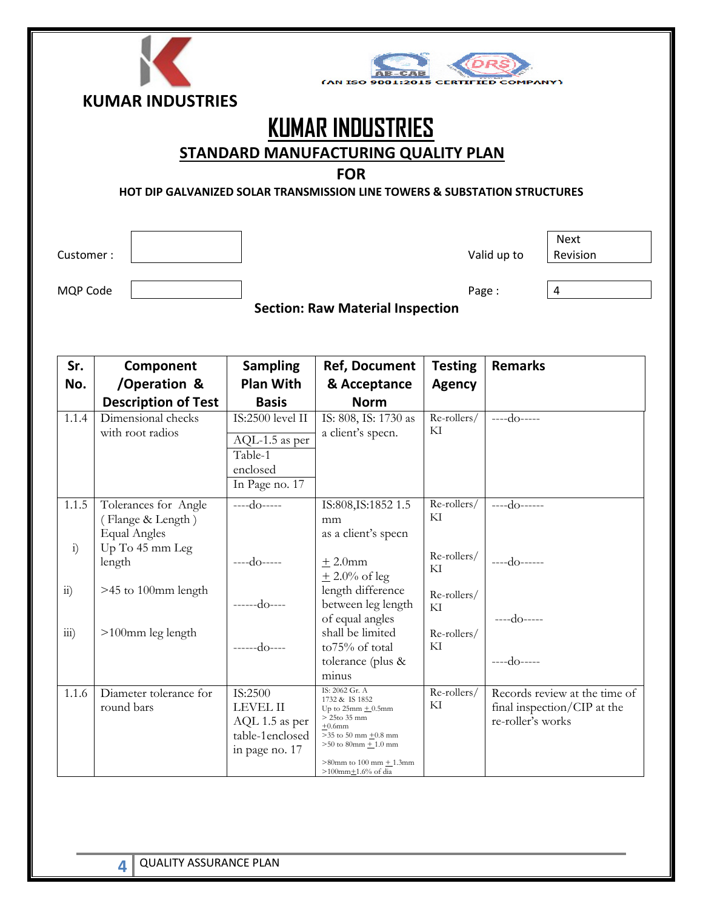KUMAR INDUSTRIES

(AN ISO 9001:2015 CERTIFIED COMPANY)

# KUMAR INDUSTRIES

## STANDARD MANUFACTURING QUALITY PLAN

### FOR

#### HOT DIP GALVANIZED SOLAR TRANSMISSION LINE TOWERS & SUBSTATION STRUCTURES

| Customer : | | Valid up to | Next Revision |
|---|---|---|---|
| MQP Code | | Page : | 4 |

**Section: Raw Material Inspection**

| Sr. No. | Component /Operation & Description of Test | Sampling Plan With Basis | Ref, Document & Acceptance Norm | Testing Agency | Remarks |
|---|---|---|---|---|---|
| 1.1.4 | Dimensional checks with root radios | IS:2500 level II<br>AQL-1.5 as per Table-1 enclosed<br>In Page no. 17 | IS: 808, IS: 1730 as a client's specn. | Re-rollers/ KI | ----do----- |
| 1.1.5 | Tolerances for Angle ( Flange & Length ) Equal Angles | ----do----- | IS:808,IS:1852 1.5 mm as a client's specn | Re-rollers/ KI | ----do------ |
| i) | Up To 45 mm Leg length | ----do----- | ± 2.0mm | Re-rollers/ KI | ----do------ |
| ii) | >45 to 100mm length | ------do---- | ± 2.0% of leg length difference between leg length of equal angles shall be limited to75% of total tolerance (plus & minus | Re-rollers/ KI | ----do----- |
| iii) | >100mm leg length | ------do---- | | Re-rollers/ KI | ----do----- |
| 1.1.6 | Diameter tolerance for round bars | IS:2500 LEVEL II AQL 1.5 as per table-1enclosed in page no. 17 | IS: 2062 Gr. A 1732 & IS 1852<br>Up to 25mm ± 0.5mm<br>> 25to 35 mm ±0.6mm<br>>35 to 50 mm ±0.8 mm<br>>50 to 80mm ± 1.0 mm<br>>80mm to 100 mm ± 1.3mm<br>>100mm±1.6% of dia | Re-rollers/ KI | Records review at the time of final inspection/CIP at the re-roller's works |

QUALITY ASSURANCE PLAN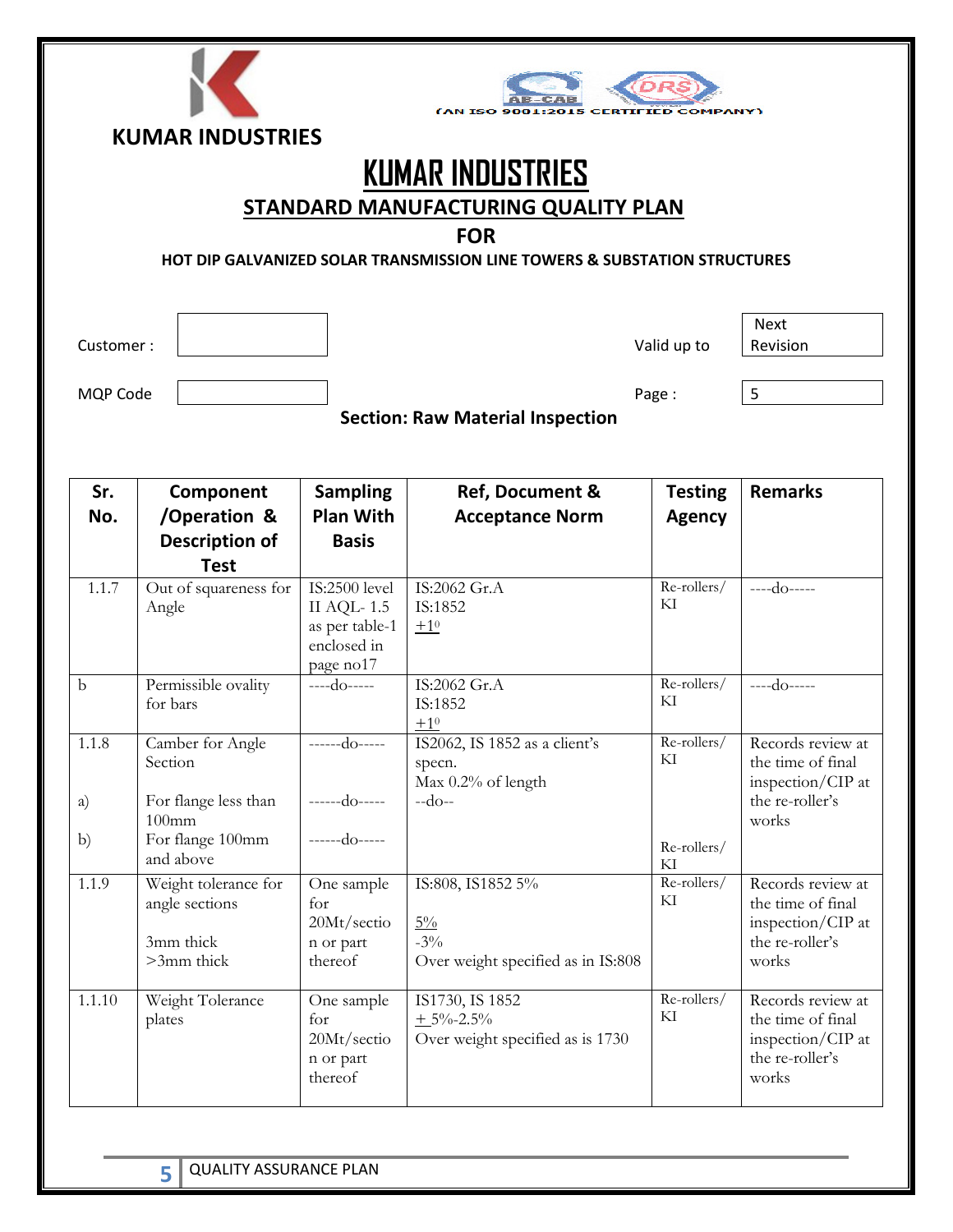KUMAR INDUSTRIES

(AN ISO 9001:2015 CERTIFIED COMPANY)

# KUMAR INDUSTRIES

## STANDARD MANUFACTURING QUALITY PLAN

## FOR

### HOT DIP GALVANIZED SOLAR TRANSMISSION LINE TOWERS & SUBSTATION STRUCTURES

| Customer : | | Valid up to | Next Revision |
|---|---|---|---|
| MQP Code | | Page : | 5 |

**Section: Raw Material Inspection**

| Sr. No. | Component /Operation & Description of Test | Sampling Plan With Basis | Ref, Document & Acceptance Norm | Testing Agency | Remarks |
|---|---|---|---|---|---|
| 1.1.7 | Out of squareness for Angle | IS:2500 level II AQL- 1.5 as per table-1 enclosed in page no17 | IS:2062 Gr.A<br>IS:1852<br>$\pm 1^0$ | Re-rollers/ KI | ----do----- |
| b | Permissible ovality for bars | ----do----- | IS:2062 Gr.A<br>IS:1852<br>$\pm 1^0$ | Re-rollers/ KI | ----do----- |
| 1.1.8<br><br>a)<br><br>b) | Camber for Angle Section<br><br>For flange less than 100mm<br>For flange 100mm and above | <br><br>------do-----<br><br>------do----- | IS2062, IS 1852 as a client's specn.<br>Max 0.2% of length<br>--do-- | Re-rollers/ KI<br><br>Re-rollers/ KI | Records review at the time of final inspection/CIP at the re-roller's works |
| 1.1.9 | Weight tolerance for angle sections<br><br>3mm thick<br>>3mm thick | One sample for 20Mt/section or part thereof | IS:808, IS1852 5%<br><br>5%<br>-3%<br>Over weight specified as in IS:808 | Re-rollers/ KI | Records review at the time of final inspection/CIP at the re-roller's works |
| 1.1.10 | Weight Tolerance plates | One sample for 20Mt/section or part thereof | IS1730, IS 1852<br>$\pm$ 5%-2.5%<br>Over weight specified as is 1730 | Re-rollers/ KI | Records review at the time of final inspection/CIP at the re-roller's works |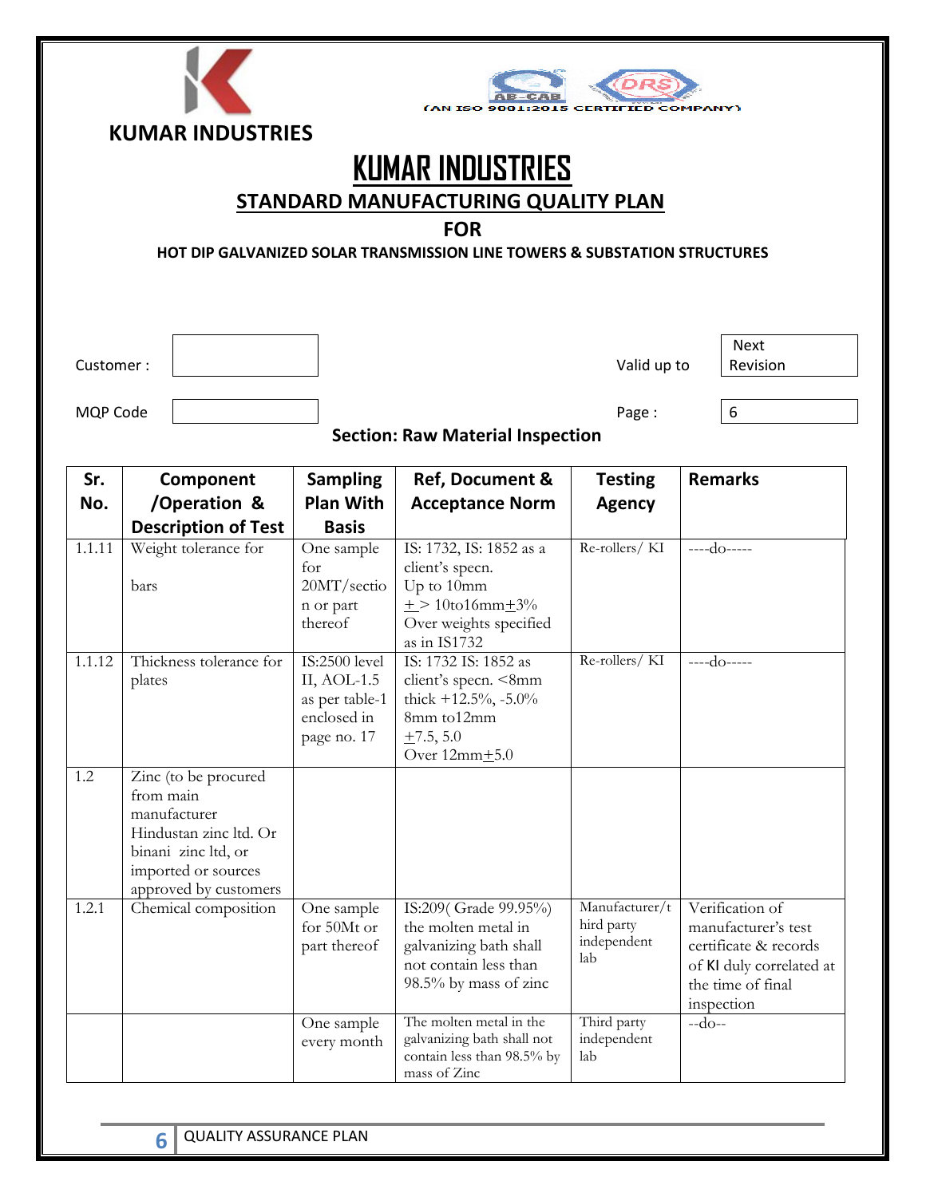KUMAR INDUSTRIES

(AN ISO 9001:2015 CERTIFIED COMPANY)

# KUMAR INDUSTRIES

## STANDARD MANUFACTURING QUALITY PLAN

## FOR

### HOT DIP GALVANIZED SOLAR TRANSMISSION LINE TOWERS & SUBSTATION STRUCTURES

| Customer : | | Valid up to | Next Revision |
|---|---|---|---|
| MQP Code | | Page : | 6 |

### Section: Raw Material Inspection

| Sr. No. | Component /Operation & Description of Test | Sampling Plan With Basis | Ref, Document & Acceptance Norm | Testing Agency | Remarks |
|---|---|---|---|---|---|
| 1.1.11 | Weight tolerance for bars | One sample for 20MT/section or part thereof | IS: 1732, IS: 1852 as a client's specn. Up to 10mm ±> 10to16mm±3% Over weights specified as in IS1732 | Re-rollers/ KI | ----do----- |
| 1.1.12 | Thickness tolerance for plates | IS:2500 level II, AOL-1.5 as per table-1 enclosed in page no. 17 | IS: 1732 IS: 1852 as client's specn. <8mm thick +12.5%, -5.0% 8mm to12mm ±7.5, 5.0 Over 12mm±5.0 | Re-rollers/ KI | ----do----- |
| 1.2 | Zinc (to be procured from main manufacturer Hindustan zinc ltd. Or binani zinc ltd, or imported or sources approved by customers | | | | |
| 1.2.1 | Chemical composition | One sample for 50Mt or part thereof | IS:209( Grade 99.95%) the molten metal in galvanizing bath shall not contain less than 98.5% by mass of zinc | Manufacturer/third party independent lab | Verification of manufacturer's test certificate & records of KI duly correlated at the time of final inspection |
| | | One sample every month | The molten metal in the galvanizing bath shall not contain less than 98.5% by mass of Zinc | Third party independent lab | --do-- |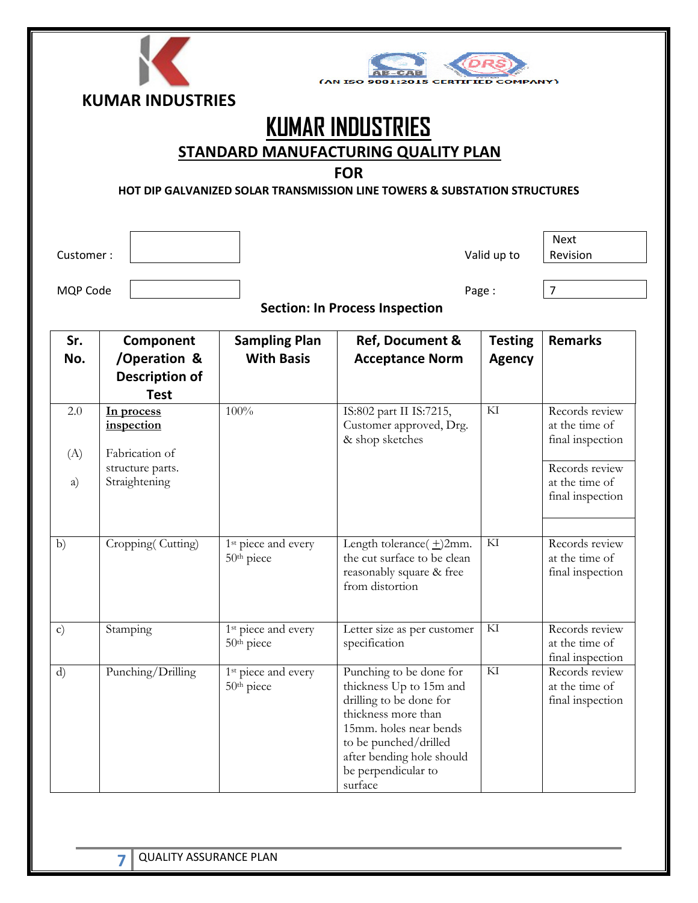KUMAR INDUSTRIES

(AN ISO 9001:2015 CERTIFIED COMPANY)

# KUMAR INDUSTRIES

## STANDARD MANUFACTURING QUALITY PLAN

### FOR

#### HOT DIP GALVANIZED SOLAR TRANSMISSION LINE TOWERS & SUBSTATION STRUCTURES

| Customer : | | Valid up to | Next Revision |
|---|---|---|---|
| MQP Code | | Page : | 7 |

**Section: In Process Inspection**

| Sr. No. | Component /Operation & Description of Test | Sampling Plan With Basis | Ref, Document & Acceptance Norm | Testing Agency | Remarks |
|---|---|---|---|---|---|
| 2.0<br><br>(A)<br><br>a) | **In process inspection**<br><br>Fabrication of structure parts.<br>Straightening | 100% | IS:802 part II IS:7215, Customer approved, Drg. & shop sketches | KI | Records review at the time of final inspection<br><br>Records review at the time of final inspection |
| b) | Cropping( Cutting) | 1st piece and every 50th piece | Length tolerance(±)2mm. the cut surface to be clean reasonably square & free from distortion | KI | Records review at the time of final inspection |
| c) | Stamping | 1st piece and every 50th piece | Letter size as per customer specification | KI | Records review at the time of final inspection |
| d) | Punching/Drilling | 1st piece and every 50th piece | Punching to be done for thickness Up to 15m and drilling to be done for thickness more than 15mm. holes near bends to be punched/drilled after bending hole should be perpendicular to surface | KI | Records review at the time of final inspection |

QUALITY ASSURANCE PLAN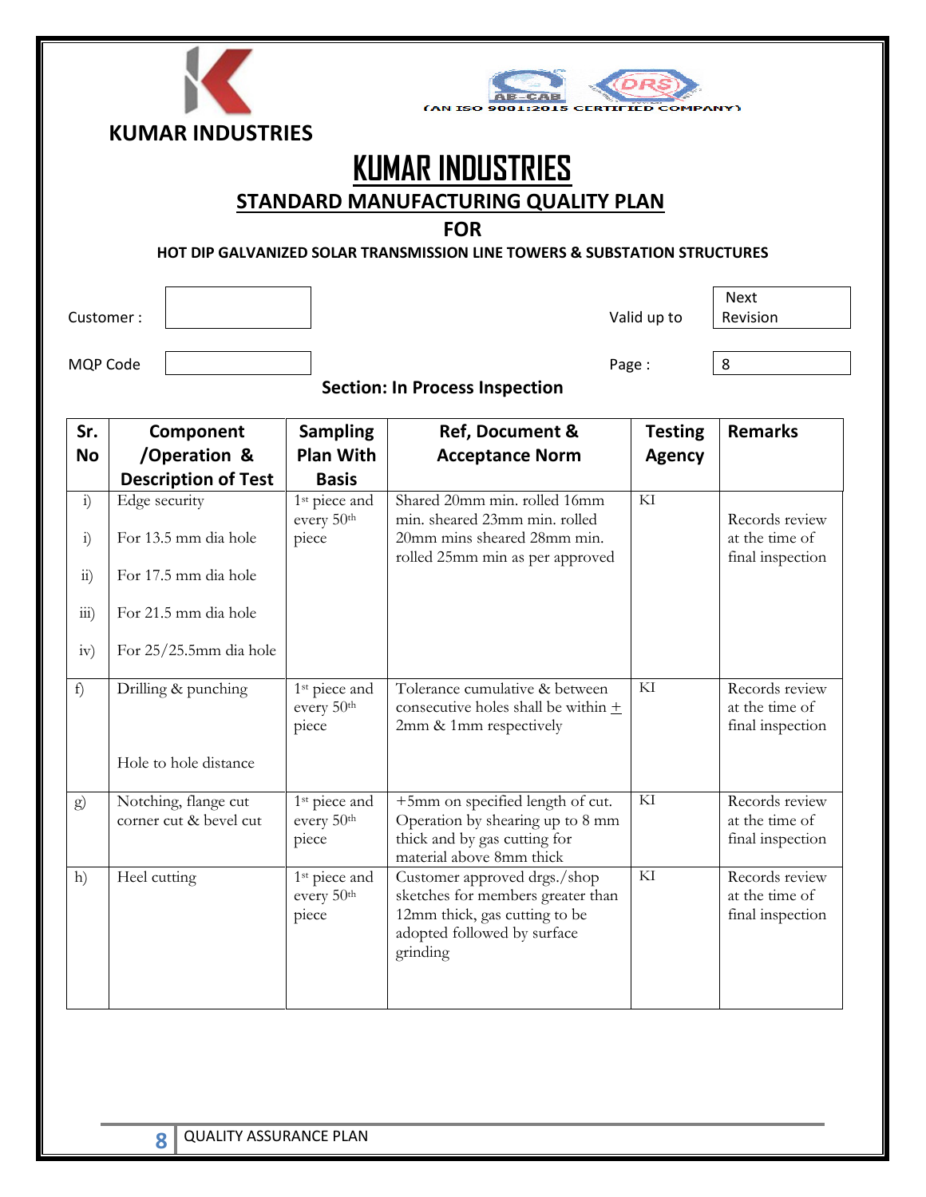KUMAR INDUSTRIES

(AN ISO 9001:2015 CERTIFIED COMPANY)

# KUMAR INDUSTRIES

## STANDARD MANUFACTURING QUALITY PLAN

## FOR

### HOT DIP GALVANIZED SOLAR TRANSMISSION LINE TOWERS & SUBSTATION STRUCTURES

| Customer : | | Valid up to | Next Revision |
|---|---|---|---|
| MQP Code | | Page : | 8 |

**Section: In Process Inspection**

| Sr. No | Component /Operation & Description of Test | Sampling Plan With Basis | Ref, Document & Acceptance Norm | Testing Agency | Remarks |
|---|---|---|---|---|---|
| i) | Edge security | 1st piece and every 50th piece | Shared 20mm min. rolled 16mm min. sheared 23mm min. rolled 20mm mins sheared 28mm min. rolled 25mm min as per approved | KI | Records review at the time of final inspection |
| i) | For 13.5 mm dia hole | | | | |
| ii) | For 17.5 mm dia hole | | | | |
| iii) | For 21.5 mm dia hole | | | | |
| iv) | For 25/25.5mm dia hole | | | | |
| f) | Drilling & punching<br><br>Hole to hole distance | 1st piece and every 50th piece | Tolerance cumulative & between consecutive holes shall be within ± 2mm & 1mm respectively | KI | Records review at the time of final inspection |
| g) | Notching, flange cut corner cut & bevel cut | 1st piece and every 50th piece | +5mm on specified length of cut. Operation by shearing up to 8 mm thick and by gas cutting for material above 8mm thick | KI | Records review at the time of final inspection |
| h) | Heel cutting | 1st piece and every 50th piece | Customer approved drgs./shop sketches for members greater than 12mm thick, gas cutting to be adopted followed by surface grinding | KI | Records review at the time of final inspection |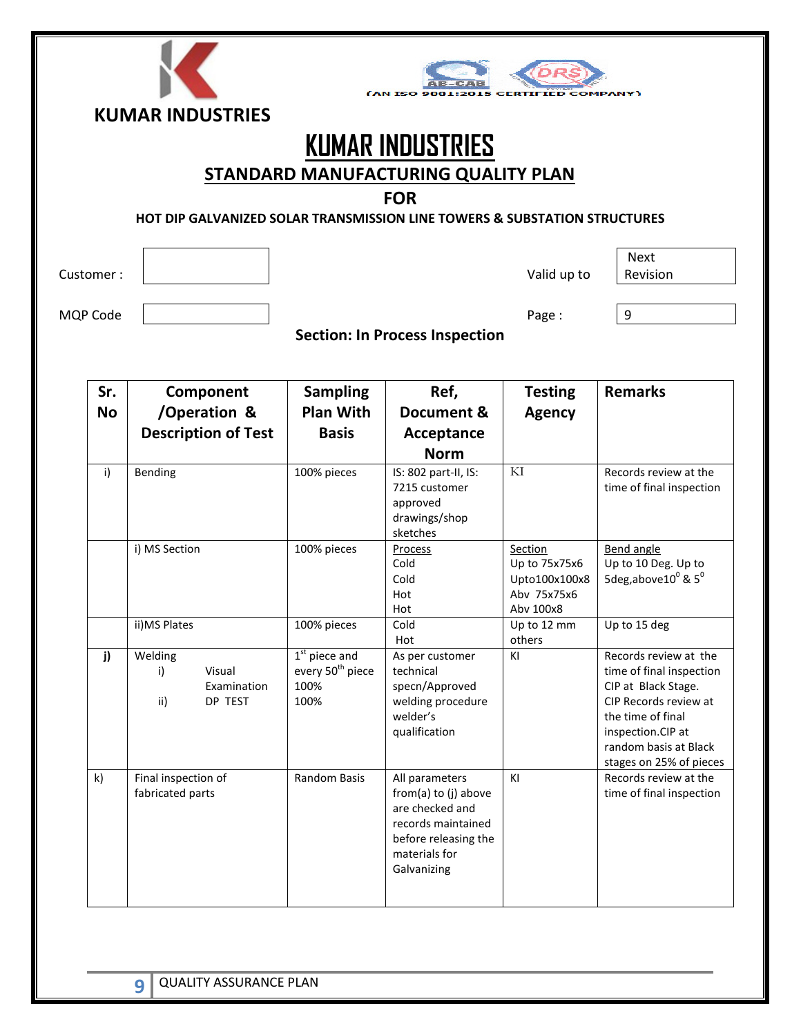KUMAR INDUSTRIES

(AN ISO 9001:2015 CERTIFIED COMPANY)

# KUMAR INDUSTRIES

## STANDARD MANUFACTURING QUALITY PLAN

## FOR

### HOT DIP GALVANIZED SOLAR TRANSMISSION LINE TOWERS & SUBSTATION STRUCTURES

| Customer : | | Valid up to | Next Revision |
|---|---|---|---|
| MQP Code | | Page : | 9 |

### Section: In Process Inspection

| Sr. No | Component /Operation & Description of Test | Sampling Plan With Basis | Ref, Document & Acceptance Norm | Testing Agency | Remarks |
|---|---|---|---|---|---|
| i) | Bending | 100% pieces | IS: 802 part-II, IS: 7215 customer approved drawings/shop sketches | KI | Records review at the time of final inspection |
| | i) MS Section | 100% pieces | Process<br>Cold<br>Cold<br>Hot<br>Hot | Section<br>Up to 75x75x6<br>Upto100x100x8<br>Abv 75x75x6<br>Abv 100x8 | Bend angle<br>Up to 10 Deg. Up to 5deg,above$10^0$ & $5^0$ |
| | ii)MS Plates | 100% pieces | Cold<br>Hot | Up to 12 mm<br>others | Up to 15 deg |
| **j)** | Welding<br>i) Visual Examination<br>ii) DP TEST | 1st piece and every 50th piece<br>100%<br>100% | As per customer technical specn/Approved welding procedure welder's qualification | KI | Records review at the time of final inspection CIP at Black Stage. CIP Records review at the time of final inspection.CIP at random basis at Black stages on 25% of pieces |
| k) | Final inspection of fabricated parts | Random Basis | All parameters from(a) to (j) above are checked and records maintained before releasing the materials for Galvanizing | KI | Records review at the time of final inspection |

QUALITY ASSURANCE PLAN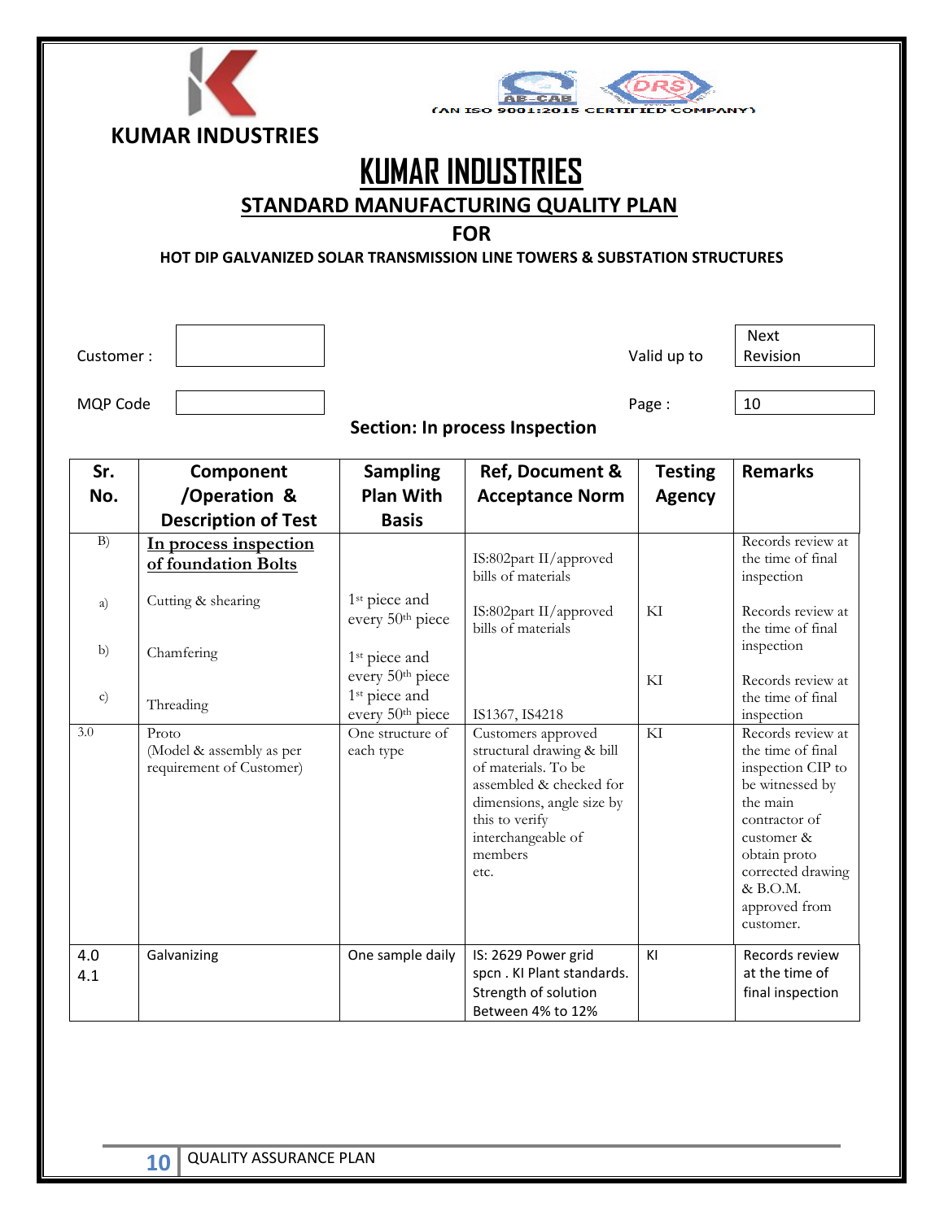KUMAR INDUSTRIES

(AN ISO 9001:2015 CERTIFIED COMPANY)

# KUMAR INDUSTRIES

## STANDARD MANUFACTURING QUALITY PLAN

### FOR

### HOT DIP GALVANIZED SOLAR TRANSMISSION LINE TOWERS & SUBSTATION STRUCTURES

| Customer : | | Valid up to | Next Revision |
|---|---|---|---|
| MQP Code | | Page : | 10 |

**Section: In process Inspection**

| Sr. No. | Component /Operation & Description of Test | Sampling Plan With Basis | Ref, Document & Acceptance Norm | Testing Agency | Remarks |
|---|---|---|---|---|---|
| B) | **In process inspection of foundation Bolts** | | IS:802part II/approved bills of materials | | Records review at the time of final inspection |
| a) | Cutting & shearing | 1st piece and every 50th piece | IS:802part II/approved bills of materials | KI | Records review at the time of final inspection |
| b) | Chamfering | 1st piece and every 50th piece | | KI | Records review at the time of final inspection |
| c) | Threading | 1st piece and every 50th piece | IS1367, IS4218 | | |
| 3.0 | Proto (Model & assembly as per requirement of Customer) | One structure of each type | Customers approved structural drawing & bill of materials. To be assembled & checked for dimensions, angle size by this to verify interchangeable of members etc. | KI | Records review at the time of final inspection CIP to be witnessed by the main contractor of customer & obtain proto corrected drawing & B.O.M. approved from customer. |
| 4.0<br>4.1 | Galvanizing | One sample daily | IS: 2629 Power grid spcn . KI Plant standards. Strength of solution Between 4% to 12% | KI | Records review at the time of final inspection |

QUALITY ASSURANCE PLAN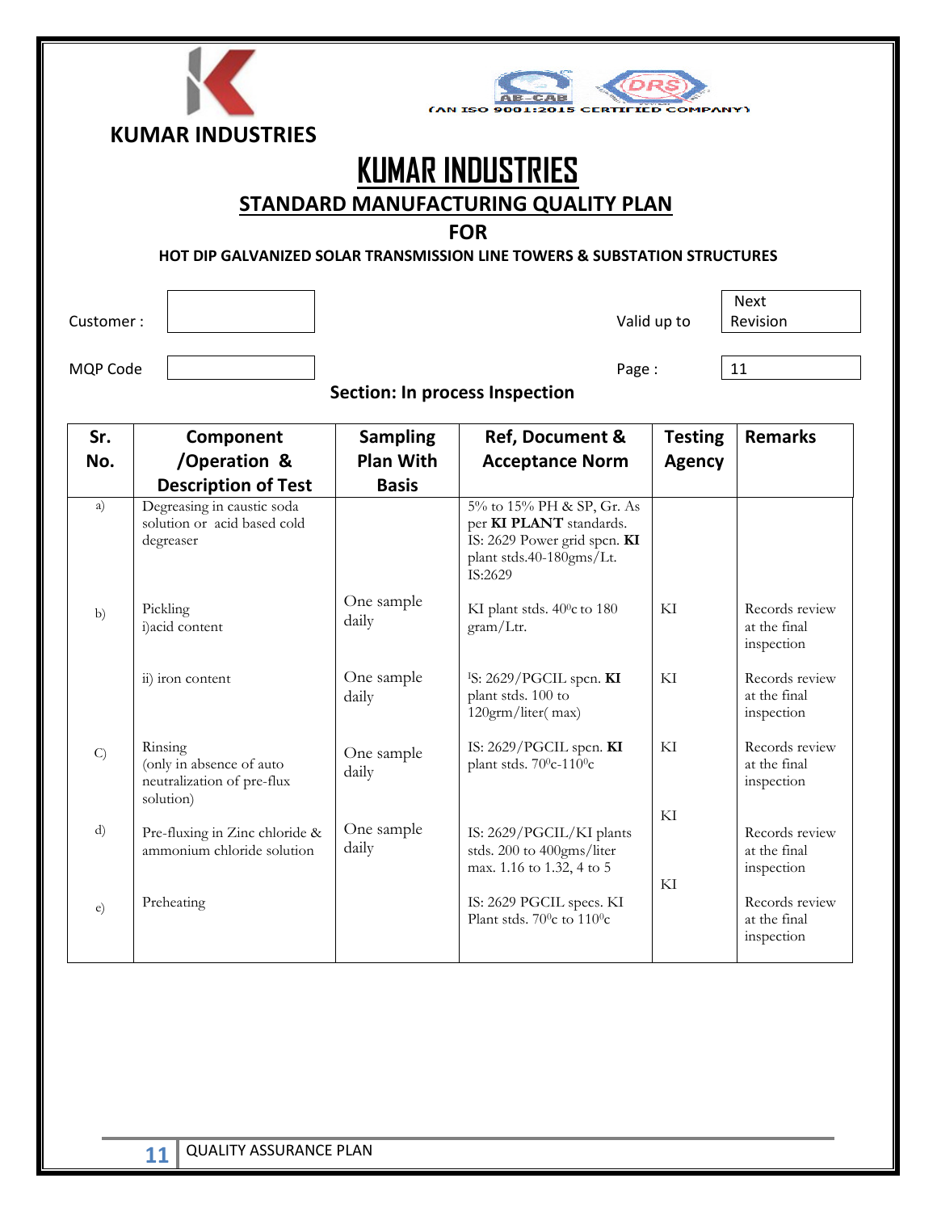KUMAR INDUSTRIES

(AN ISO 9001:2015 CERTIFIED COMPANY)

# KUMAR INDUSTRIES

## STANDARD MANUFACTURING QUALITY PLAN

### FOR

#### HOT DIP GALVANIZED SOLAR TRANSMISSION LINE TOWERS & SUBSTATION STRUCTURES

| Customer : | | Valid up to | Next Revision |
|---|---|---|---|
| MQP Code | | Page : | 11 |

**Section: In process Inspection**

| Sr. No. | Component /Operation & Description of Test | Sampling Plan With Basis | Ref, Document & Acceptance Norm | Testing Agency | Remarks |
|---|---|---|---|---|---|
| a) | Degreasing in caustic soda solution or acid based cold degreaser | | 5% to 15% PH & SP, Gr. As per **KI PLANT** standards. IS: 2629 Power grid spcn. **KI** plant stds.40-180gms/Lt. IS:2629 | | |
| b) | Pickling i)acid content | One sample daily | KI plant stds. 40⁰c to 180 gram/Ltr. | KI | Records review at the final inspection |
| | ii) iron content | One sample daily | IS: 2629/PGCIL spcn. **KI** plant stds. 100 to 120grm/liter( max) | KI | Records review at the final inspection |
| C) | Rinsing (only in absence of auto neutralization of pre-flux solution) | One sample daily | IS: 2629/PGCIL spcn. **KI** plant stds. 70⁰c-110⁰c | KI | Records review at the final inspection |
| d) | Pre-fluxing in Zinc chloride & ammonium chloride solution | One sample daily | IS: 2629/PGCIL/KI plants stds. 200 to 400gms/liter max. 1.16 to 1.32, 4 to 5 | KI | Records review at the final inspection |
| e) | Preheating | | IS: 2629 PGCIL specs. KI Plant stds. 70⁰c to 110⁰c | KI | Records review at the final inspection |

QUALITY ASSURANCE PLAN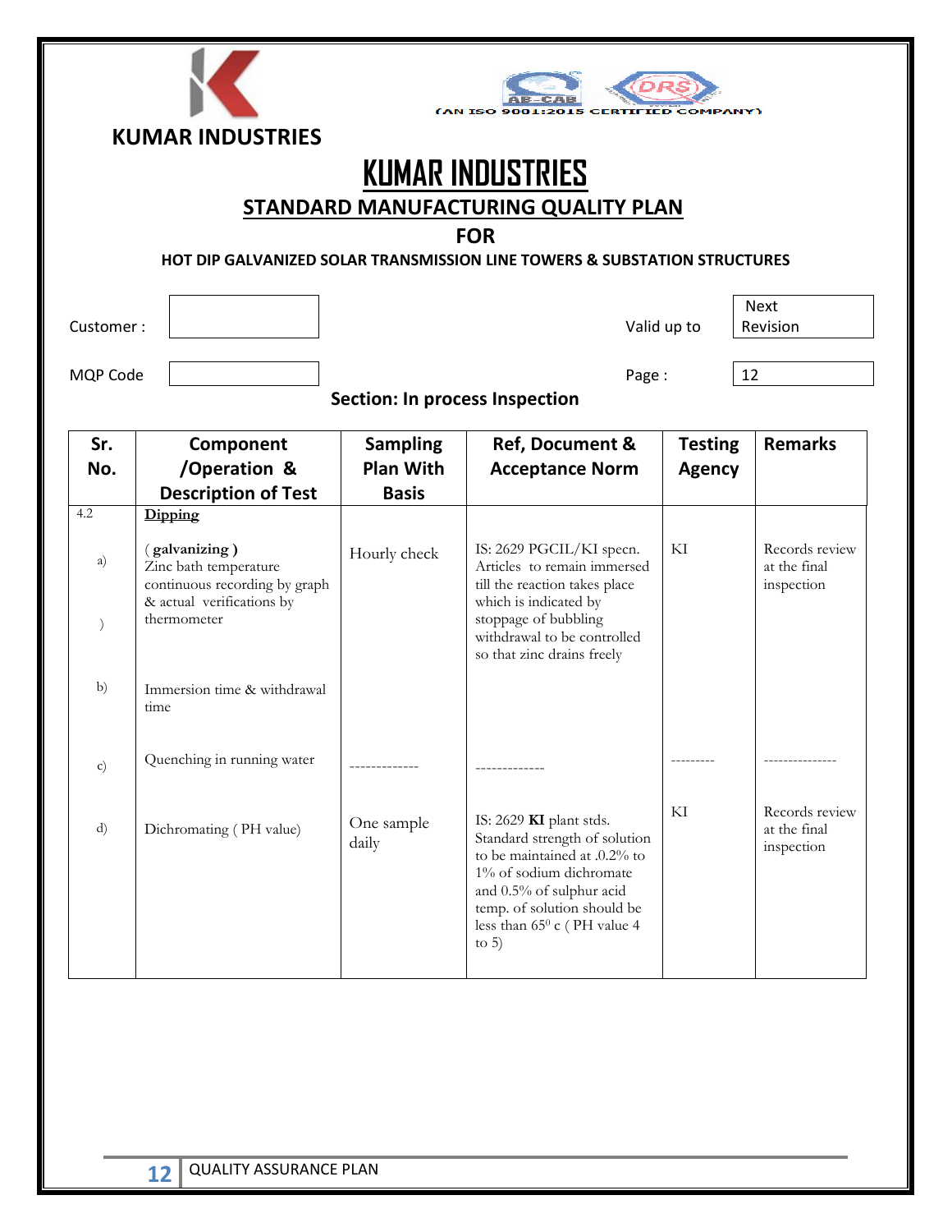KUMAR INDUSTRIES

(AN ISO 9001:2015 CERTIFIED COMPANY)

# KUMAR INDUSTRIES

## STANDARD MANUFACTURING QUALITY PLAN

**FOR**

**HOT DIP GALVANIZED SOLAR TRANSMISSION LINE TOWERS & SUBSTATION STRUCTURES**

| Customer : | | Valid up to | Next Revision |
|---|---|---|---|
| MQP Code | | Page : | 12 |

**Section: In process Inspection**

| Sr. No. | Component /Operation & Description of Test | Sampling Plan With Basis | Ref, Document & Acceptance Norm | Testing Agency | Remarks |
|---|---|---|---|---|---|
| 4.2 | **Dipping** | | | | |
| a) | **( galvanizing )** Zinc bath temperature continuous recording by graph & actual verifications by thermometer | Hourly check | IS: 2629 PGCIL/KI specn. Articles to remain immersed till the reaction takes place which is indicated by stoppage of bubbling withdrawal to be controlled so that zinc drains freely | KI | Records review at the final inspection |
| ) | | | | | |
| b) | Immersion time & withdrawal time | | | | |
| c) | Quenching in running water | ------------- | ------------- | --------- | --------------- |
| d) | Dichromating ( PH value) | One sample daily | IS: 2629 **KI** plant stds. Standard strength of solution to be maintained at .0.2% to 1% of sodium dichromate and 0.5% of sulphur acid temp. of solution should be less than $65^0$ c ( PH value 4 to 5) | KI | Records review at the final inspection |

QUALITY ASSURANCE PLAN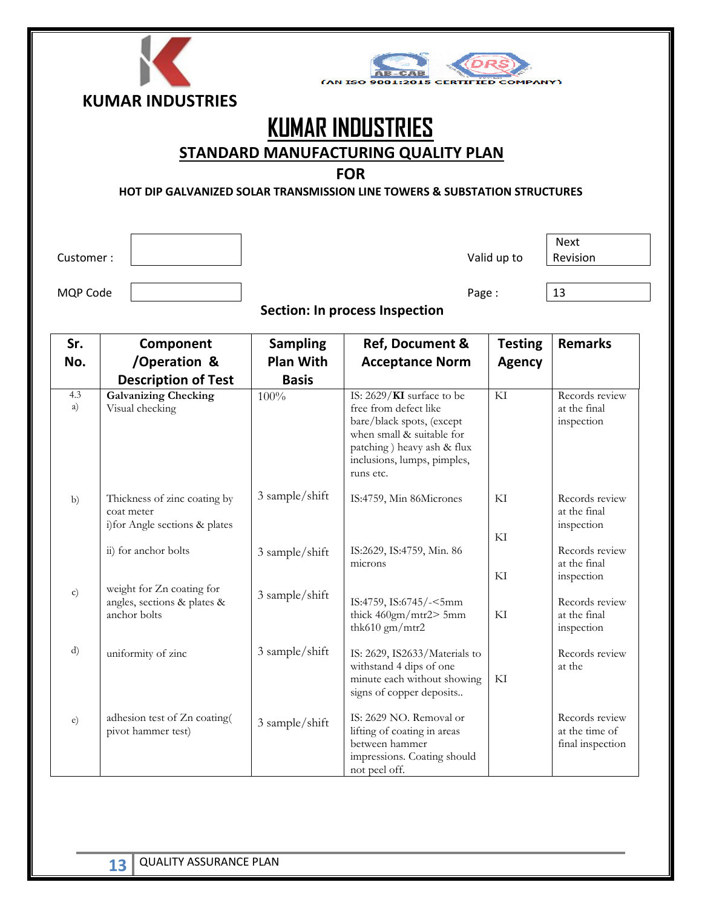KUMAR INDUSTRIES

(AN ISO 9001:2015 CERTIFIED COMPANY)

# KUMAR INDUSTRIES

## STANDARD MANUFACTURING QUALITY PLAN

### FOR

### HOT DIP GALVANIZED SOLAR TRANSMISSION LINE TOWERS & SUBSTATION STRUCTURES

| Customer : | | Valid up to | Next Revision |
|---|---|---|---|
| MQP Code | | Page : | 13 |

**Section: In process Inspection**

| Sr. No. | Component /Operation & Description of Test | Sampling Plan With Basis | Ref, Document & Acceptance Norm | Testing Agency | Remarks |
|---|---|---|---|---|---|
| 4.3 a) | **Galvanizing Checking** Visual checking | 100% | IS: 2629/**KI** surface to be free from defect like bare/black spots, (except when small & suitable for patching ) heavy ash & flux inclusions, lumps, pimples, runs etc. | KI | Records review at the final inspection |
| b) | Thickness of zinc coating by coat meter i)for Angle sections & plates | 3 sample/shift | IS:4759, Min 86Microns | KI | Records review at the final inspection |
| | ii) for anchor bolts | 3 sample/shift | IS:2629, IS:4759, Min. 86 microns | KI | Records review at the final inspection |
| c) | weight for Zn coating for angles, sections & plates & anchor bolts | 3 sample/shift | IS:4759, IS:6745/-<5mm thick 460gm/mtr2> 5mm thk610 gm/mtr2 | KI | Records review at the final inspection |
| d) | uniformity of zinc | 3 sample/shift | IS: 2629, IS2633/Materials to withstand 4 dips of one minute each without showing signs of copper deposits.. | KI | Records review at the |
| e) | adhesion test of Zn coating( pivot hammer test) | 3 sample/shift | IS: 2629 NO. Removal or lifting of coating in areas between hammer impressions. Coating should not peel off. | KI | Records review at the time of final inspection |

QUALITY ASSURANCE PLAN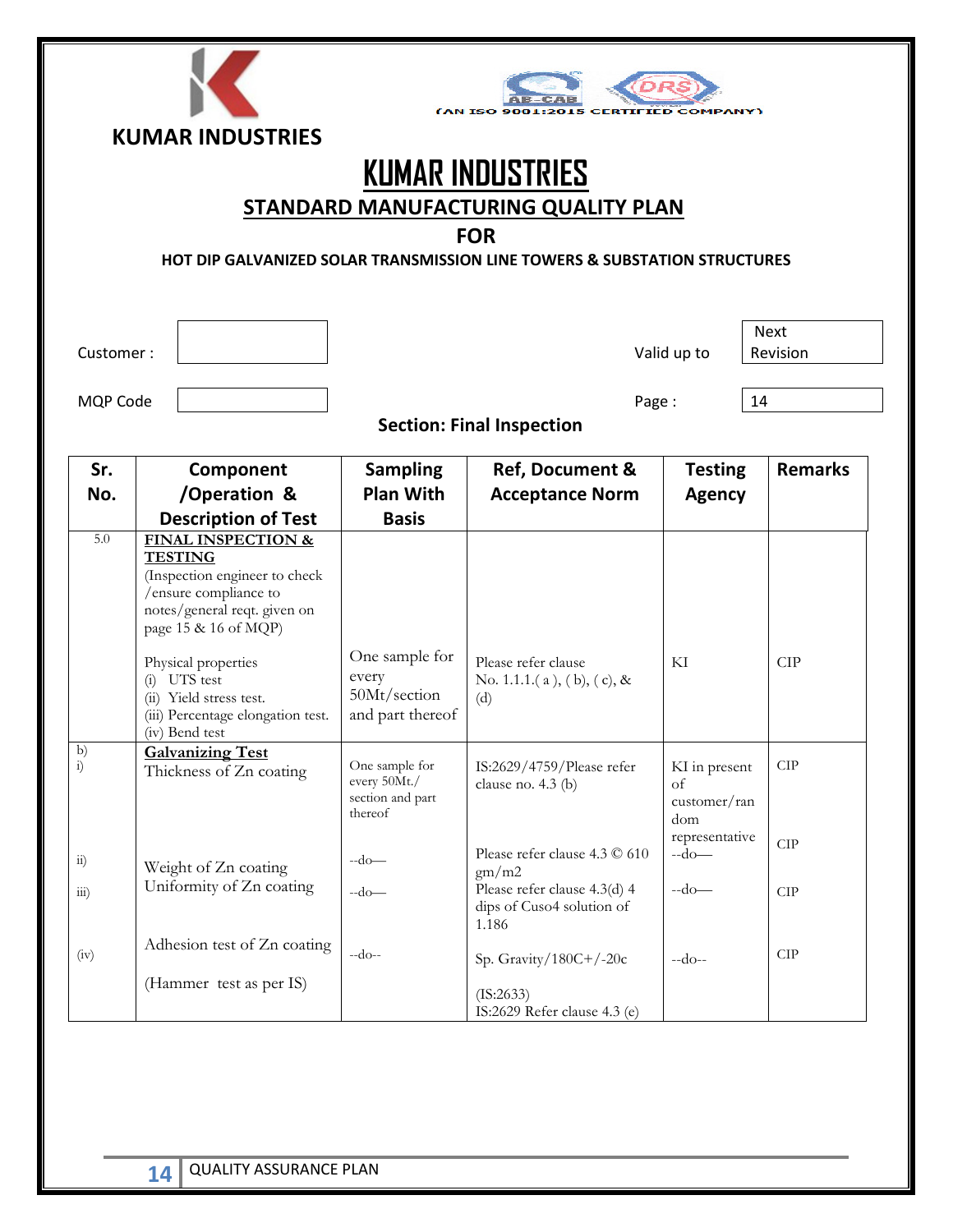KUMAR INDUSTRIES

(AN ISO 9001:2015 CERTIFIED COMPANY)

# KUMAR INDUSTRIES

## STANDARD MANUFACTURING QUALITY PLAN

## FOR

### HOT DIP GALVANIZED SOLAR TRANSMISSION LINE TOWERS & SUBSTATION STRUCTURES

| Customer : | | Valid up to | Next Revision |
|---|---|---|---|
| MQP Code | | Page : | 14 |

**Section: Final Inspection**

| Sr. No. | Component /Operation & Description of Test | Sampling Plan With Basis | Ref, Document & Acceptance Norm | Testing Agency | Remarks |
|---|---|---|---|---|---|
| 5.0 | **FINAL INSPECTION & TESTING** (Inspection engineer to check /ensure compliance to notes/general reqt. given on page 15 & 16 of MQP) | | | | |
| | Physical properties (i) UTS test (ii) Yield stress test. (iii) Percentage elongation test. (iv) Bend test | One sample for every 50Mt/section and part thereof | Please refer clause No. 1.1.1.( a ), ( b), ( c), & (d) | KI | CIP |
| b) i) | **Galvanizing Test** Thickness of Zn coating | One sample for every 50Mt./ section and part thereof | IS:2629/4759/Please refer clause no. 4.3 (b) | KI in present of customer/random representative | CIP |
| ii) | Weight of Zn coating | --do— | Please refer clause 4.3 © 610 gm/m2 | --do— | CIP |
| iii) | Uniformity of Zn coating | --do— | Please refer clause 4.3(d) 4 dips of Cuso4 solution of 1.186 Sp. Gravity/180C+/-20c | --do— | CIP |
| (iv) | Adhesion test of Zn coating (Hammer test as per IS) | --do-- | (IS:2633) IS:2629 Refer clause 4.3 (e) | --do-- | CIP |

QUALITY ASSURANCE PLAN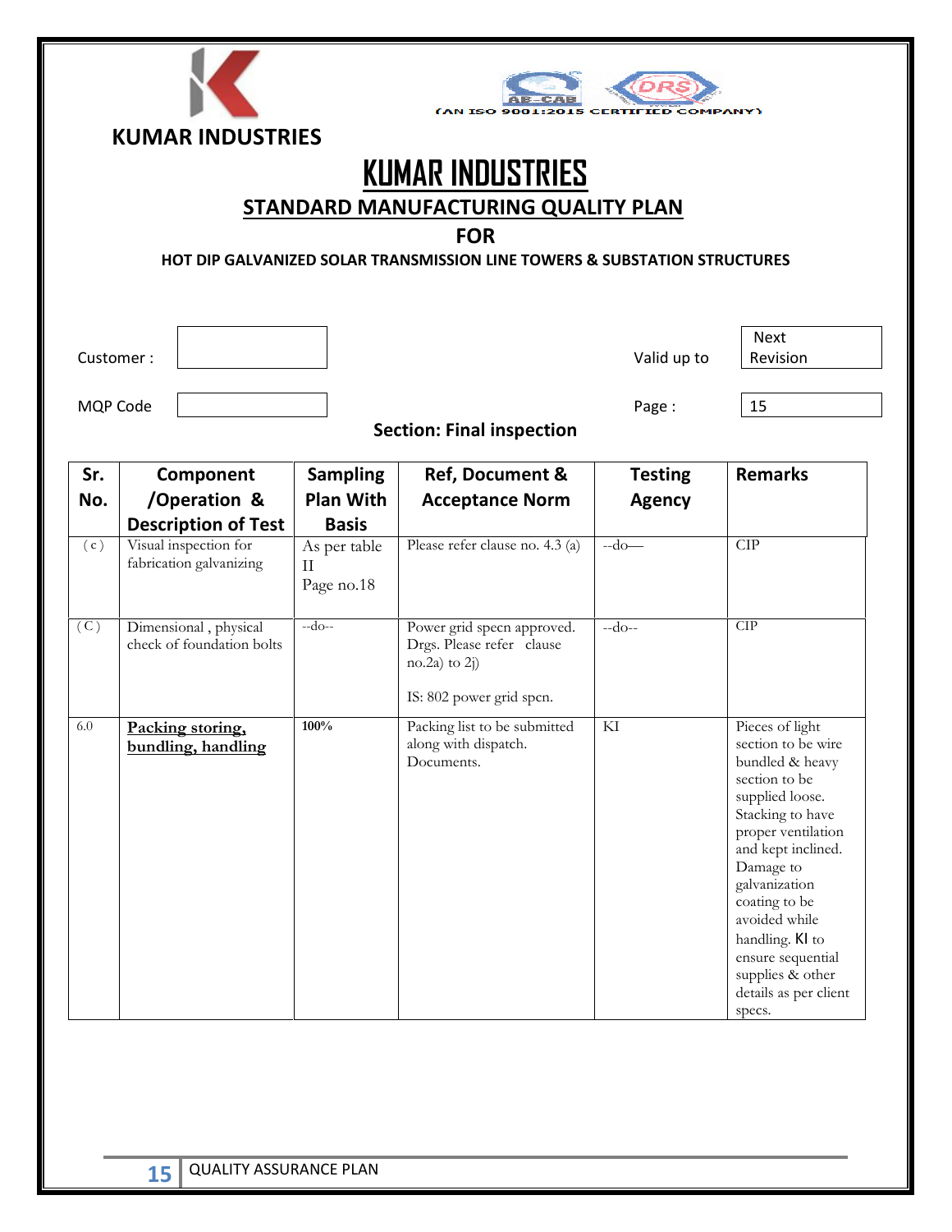KUMAR INDUSTRIES

(AN ISO 9001:2015 CERTIFIED COMPANY)

# KUMAR INDUSTRIES

## STANDARD MANUFACTURING QUALITY PLAN

### FOR

### HOT DIP GALVANIZED SOLAR TRANSMISSION LINE TOWERS & SUBSTATION STRUCTURES

| Customer : | | Valid up to | Next Revision |
|---|---|---|---|
| MQP Code | | Page : | 15 |

**Section: Final inspection**

| Sr. No. | Component /Operation & Description of Test | Sampling Plan With Basis | Ref, Document & Acceptance Norm | Testing Agency | Remarks |
|---|---|---|---|---|---|
| ( c ) | Visual inspection for fabrication galvanizing | As per table II Page no.18 | Please refer clause no. 4.3 (a) | --do— | CIP |
| ( C ) | Dimensional , physical check of foundation bolts | --do-- | Power grid specn approved. Drgs. Please refer clause no.2a) to 2j)<br><br>IS: 802 power grid specn. | --do-- | CIP |
| 6.0 | **Packing storing, bundling, handling** | **100%** | Packing list to be submitted along with dispatch. Documents. | KI | Pieces of light section to be wire bundled & heavy section to be supplied loose. Stacking to have proper ventilation and kept inclined. Damage to galvanization coating to be avoided while handling. KI to ensure sequential supplies & other details as per client specs. |

QUALITY ASSURANCE PLAN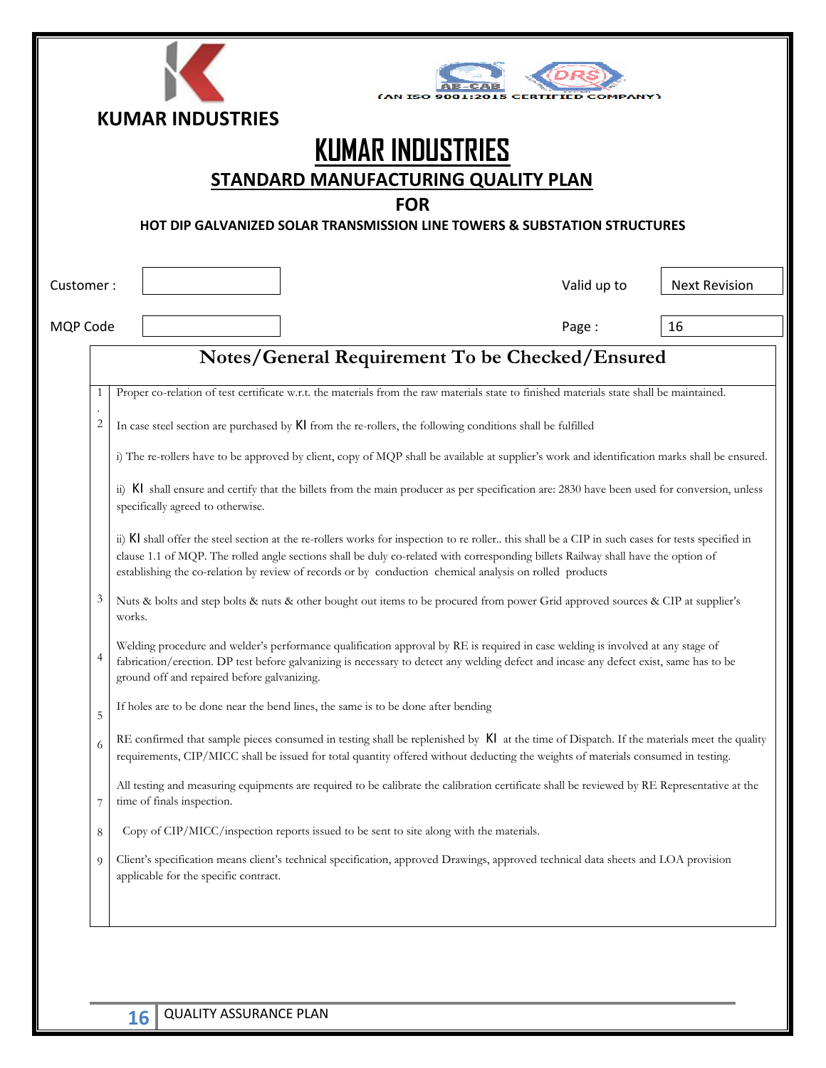KUMAR INDUSTRIES

(AN ISO 9001:2015 CERTIFIED COMPANY)

# KUMAR INDUSTRIES

## STANDARD MANUFACTURING QUALITY PLAN

### FOR

### HOT DIP GALVANIZED SOLAR TRANSMISSION LINE TOWERS & SUBSTATION STRUCTURES

| Customer : | | Valid up to | Next Revision |
|---|---|---|---|
| MQP Code | | Page : | 16 |

## Notes/General Requirement To be Checked/Ensured

1. Proper co-relation of test certificate w.r.t. the materials from the raw materials state to finished materials state shall be maintained.

2. In case steel section are purchased by KI from the re-rollers, the following conditions shall be fulfilled

   i) The re-rollers have to be approved by client, copy of MQP shall be available at supplier's work and identification marks shall be ensured.

   ii) KI shall ensure and certify that the billets from the main producer as per specification are: 2830 have been used for conversion, unless specifically agreed to otherwise.

   ii) KI shall offer the steel section at the re-rollers works for inspection to re roller.. this shall be a CIP in such cases for tests specified in clause 1.1 of MQP. The rolled angle sections shall be duly co-related with corresponding billets Railway shall have the option of establishing the co-relation by review of records or by conduction chemical analysis on rolled products

3. Nuts & bolts and step bolts & nuts & other bought out items to be procured from power Grid approved sources & CIP at supplier's works.

4. Welding procedure and welder's performance qualification approval by RE is required in case welding is involved at any stage of fabrication/erection. DP test before galvanizing is necessary to detect any welding defect and incase any defect exist, same has to be ground off and repaired before galvanizing.

5. If holes are to be done near the bend lines, the same is to be done after bending

6. RE confirmed that sample pieces consumed in testing shall be replenished by KI at the time of Dispatch. If the materials meet the quality requirements, CIP/MICC shall be issued for total quantity offered without deducting the weights of materials consumed in testing.

7. All testing and measuring equipments are required to be calibrate the calibration certificate shall be reviewed by RE Representative at the time of finals inspection.

8. Copy of CIP/MICC/inspection reports issued to be sent to site along with the materials.

9. Client's specification means client's technical specification, approved Drawings, approved technical data sheets and LOA provision applicable for the specific contract.

QUALITY ASSURANCE PLAN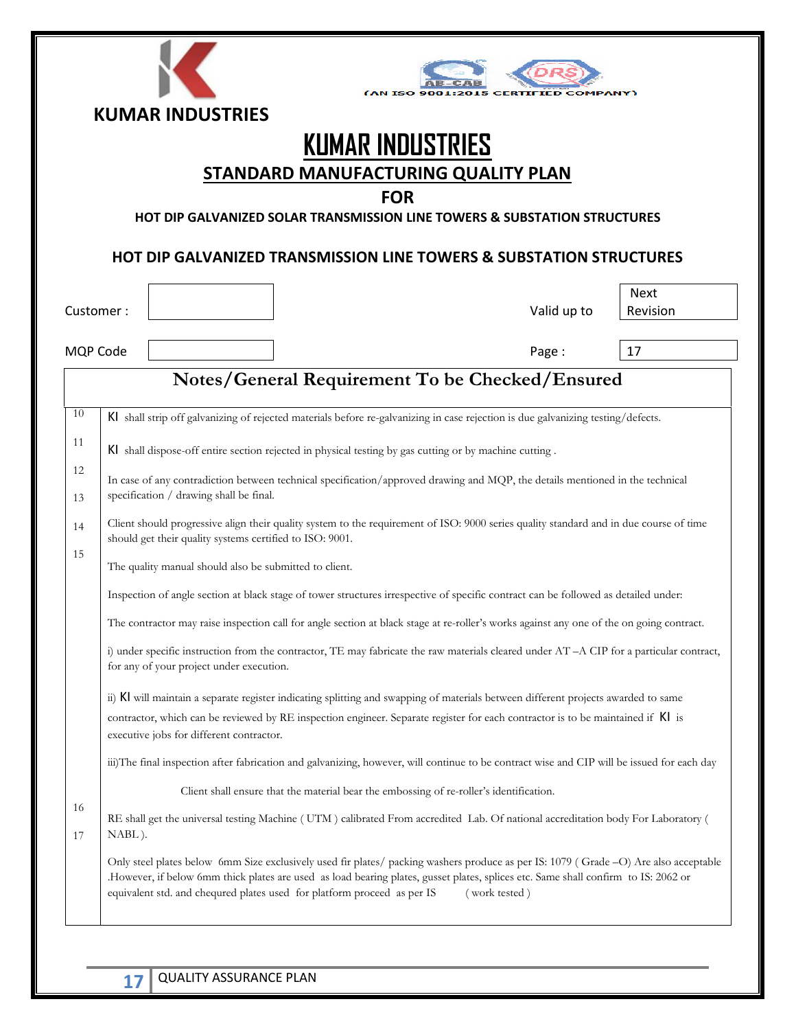KUMAR INDUSTRIES

(AN ISO 9001:2015 CERTIFIED COMPANY)

# KUMAR INDUSTRIES

## STANDARD MANUFACTURING QUALITY PLAN

### FOR

#### HOT DIP GALVANIZED SOLAR TRANSMISSION LINE TOWERS & SUBSTATION STRUCTURES

#### HOT DIP GALVANIZED TRANSMISSION LINE TOWERS & SUBSTATION STRUCTURES

| Customer : | | Valid up to | Next Revision |
|---|---|---|---|
| MQP Code | | Page : | 17 |

## Notes/General Requirement To be Checked/Ensured

| | |
|---|---|
| 10 | KI shall strip off galvanizing of rejected materials before re-galvanizing in case rejection is due galvanizing testing/defects. |
| 11 | KI shall dispose-off entire section rejected in physical testing by gas cutting or by machine cutting . |
| 12 | In case of any contradiction between technical specification/approved drawing and MQP, the details mentioned in the technical specification / drawing shall be final. |
| 13 | Client should progressive align their quality system to the requirement of ISO: 9000 series quality standard and in due course of time should get their quality systems certified to ISO: 9001. |
| 14 | The quality manual should also be submitted to client. |
| 15 | Inspection of angle section at black stage of tower structures irrespective of specific contract can be followed as detailed under:<br><br>The contractor may raise inspection call for angle section at black stage at re-roller's works against any one of the on going contract.<br><br>i) under specific instruction from the contractor, TE may fabricate the raw materials cleared under AT –A CIP for a particular contract, for any of your project under execution.<br><br>ii) KI will maintain a separate register indicating splitting and swapping of materials between different projects awarded to same contractor, which can be reviewed by RE inspection engineer. Separate register for each contractor is to be maintained if KI is executive jobs for different contractor.<br><br>iii)The final inspection after fabrication and galvanizing, however, will continue to be contract wise and CIP will be issued for each day<br><br>Client shall ensure that the material bear the embossing of re-roller's identification. |
| 16 | RE shall get the universal testing Machine ( UTM ) calibrated From accredited Lab. Of national accreditation body For Laboratory ( NABL ). |
| 17 | Only steel plates below 6mm Size exclusively used fir plates/ packing washers produce as per IS: 1079 ( Grade –O) Are also acceptable .However, if below 6mm thick plates are used as load bearing plates, gusset plates, splices etc. Same shall confirm to IS: 2062 or equivalent std. and chequred plates used for platform proceed as per IS ( work tested ) |

QUALITY ASSURANCE PLAN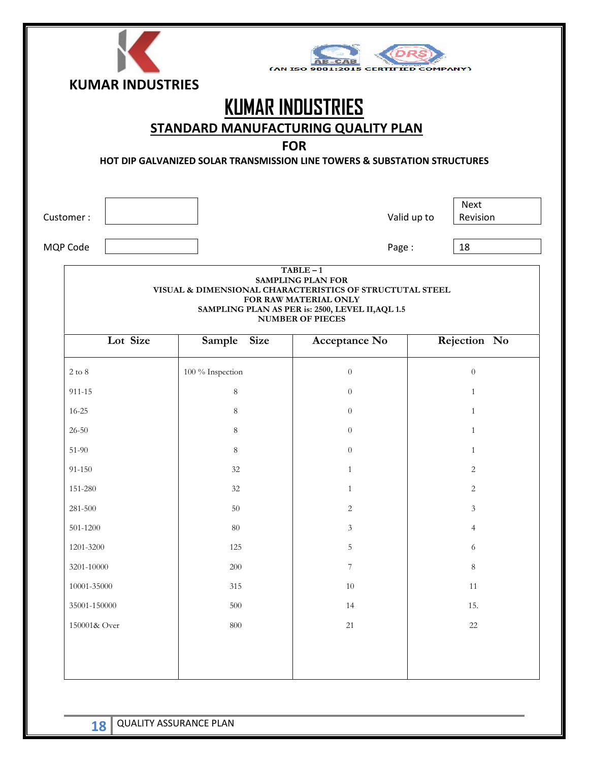KUMAR INDUSTRIES

(AN ISO 9001:2015 CERTIFIED COMPANY)

# KUMAR INDUSTRIES

## STANDARD MANUFACTURING QUALITY PLAN

### FOR

### HOT DIP GALVANIZED SOLAR TRANSMISSION LINE TOWERS & SUBSTATION STRUCTURES

| Customer : | | Valid up to | Next Revision |
|---|---|---|---|
| MQP Code | | Page : | 18 |

**TABLE – 1**
**SAMPLING PLAN FOR**
**VISUAL & DIMENSIONAL CHARACTERISTICS OF STRUCTUTAL STEEL**
**FOR RAW MATERIAL ONLY**
**SAMPLING PLAN AS PER is: 2500, LEVEL II,AQL 1.5**
**NUMBER OF PIECES**

| Lot Size | Sample Size | Acceptance No | Rejection No |
|---|---|---|---|
| 2 to 8 | 100 % Inspection | 0 | 0 |
| 911-15 | 8 | 0 | 1 |
| 16-25 | 8 | 0 | 1 |
| 26-50 | 8 | 0 | 1 |
| 51-90 | 8 | 0 | 1 |
| 91-150 | 32 | 1 | 2 |
| 151-280 | 32 | 1 | 2 |
| 281-500 | 50 | 2 | 3 |
| 501-1200 | 80 | 3 | 4 |
| 1201-3200 | 125 | 5 | 6 |
| 3201-10000 | 200 | 7 | 8 |
| 10001-35000 | 315 | 10 | 11 |
| 35001-150000 | 500 | 14 | 15. |
| 150001& Over | 800 | 21 | 22 |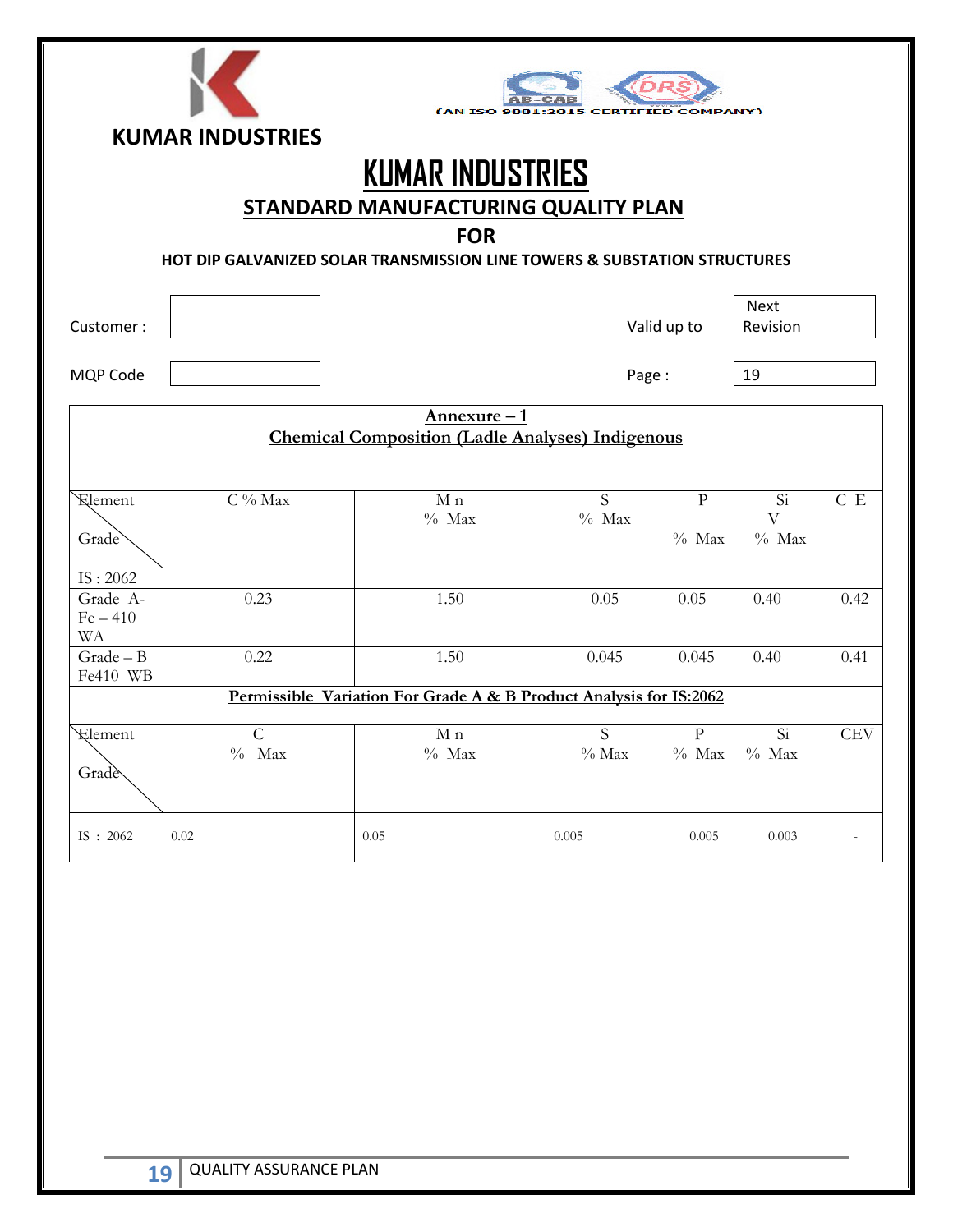KUMAR INDUSTRIES

(AN ISO 9001:2015 CERTIFIED COMPANY)

# KUMAR INDUSTRIES

## STANDARD MANUFACTURING QUALITY PLAN

## FOR

### HOT DIP GALVANIZED SOLAR TRANSMISSION LINE TOWERS & SUBSTATION STRUCTURES

| | | | |
|---|---|---|---|
| Customer : | | Valid up to | Next Revision |
| MQP Code | | Page : | 19 |

**Annexure – 1**

**Chemical Composition (Ladle Analyses) Indigenous**

| Element / Grade | C % Max | Mn % Max | S % Max | P % Max | Si V % Max | C E |
|---|---|---|---|---|---|---|
| IS : 2062 | | | | | | |
| Grade A-Fe – 410 WA | 0.23 | 1.50 | 0.05 | 0.05 | 0.40 | 0.42 |
| Grade – B Fe410 WB | 0.22 | 1.50 | 0.045 | 0.045 | 0.40 | 0.41 |

**Permissible Variation For Grade A & B Product Analysis for IS:2062**

| Element / Grade | C % Max | Mn % Max | S % Max | P % Max | Si % Max | CEV |
|---|---|---|---|---|---|---|
| IS : 2062 | 0.02 | 0.05 | 0.005 | 0.005 | 0.003 | - |

QUALITY ASSURANCE PLAN